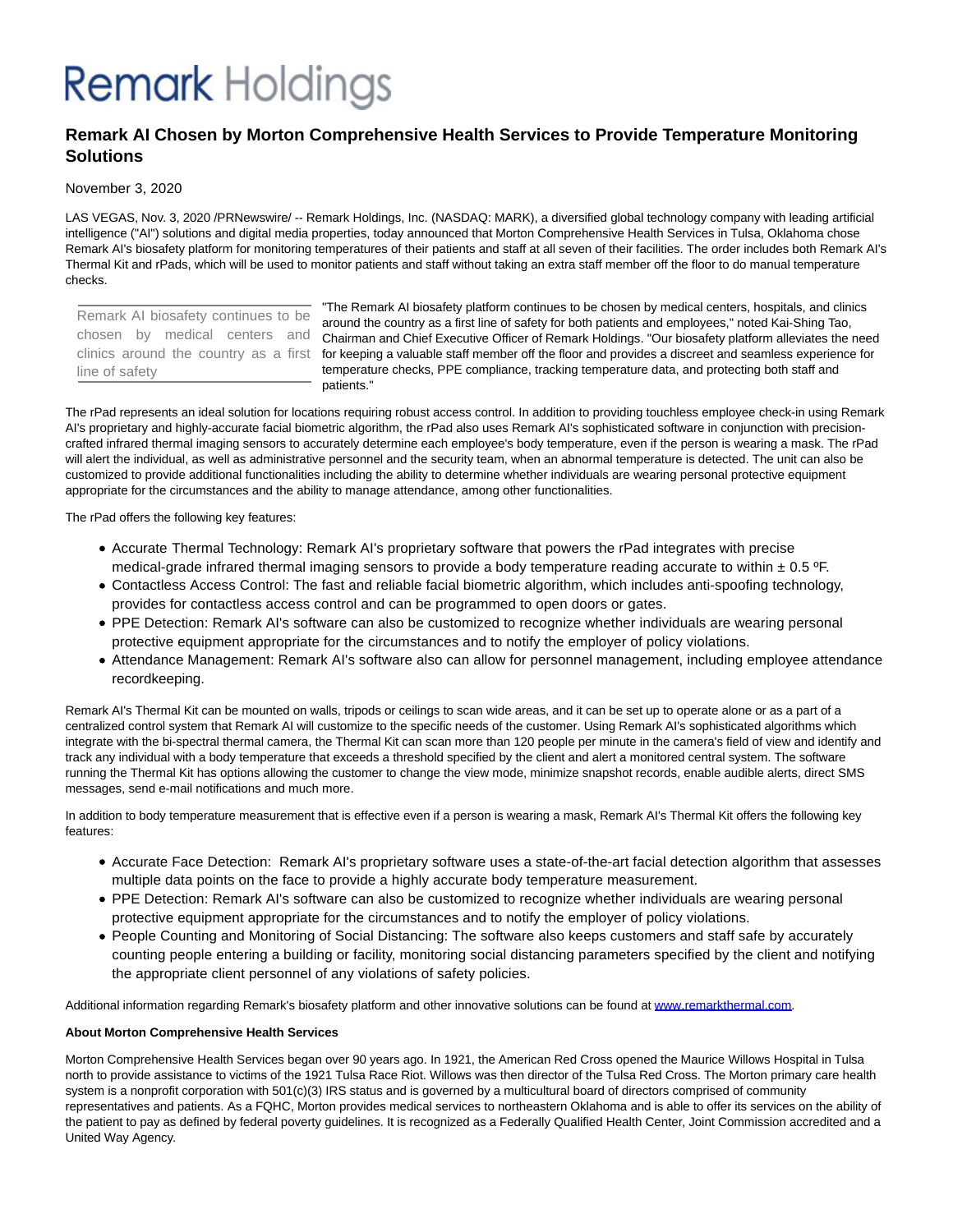# Remark Holdings

## Remark AI Chosen by Morton Comprehensive Health Services to Provide Temperature Monitoring Solutions

November 3, 2020

LAS VEGAS, Nov. 3, 2020 /PRNewswire/ -- Remark Holdings, Inc. (NASDAQ: MARK), a diversified global technology company with leading artificial intelligence ("AI") solutions and digital media properties, today announced that Morton Comprehensive Health Services in Tulsa, Oklahoma chose Remark AI's biosafety platform for monitoring temperatures of their patients and staff at all seven of their facilities. The order includes both Remark AI's Thermal Kit and rPads, which will be used to monitor patients and staff without taking an extra staff member off the floor to do manual temperature checks.

> Remark AI biosafety continues to be chosen by medical centers and clinics around the country as a first line of safety

"The Remark AI biosafety platform continues to be chosen by medical centers, hospitals, and clinics around the country as a first line of safety for both patients and employees," noted Kai-Shing Tao, Chairman and Chief Executive Officer of Remark Holdings. "Our biosafety platform alleviates the need for keeping a valuable staff member off the floor and provides a discreet and seamless experience for temperature checks, PPE compliance, tracking temperature data, and protecting both staff and patients."

The rPad represents an ideal solution for locations requiring robust access control. In addition to providing touchless employee check-in using Remark AI's proprietary and highly-accurate facial biometric algorithm, the rPad also uses Remark AI's sophisticated software in conjunction with precision-crafted infrared thermal imaging sensors to accurately determine each employee's body temperature, even if the person is wearing a mask. The rPad will alert the individual, as well as administrative personnel and the security team, when an abnormal temperature is detected. The unit can also be customized to provide additional functionalities including the ability to determine whether individuals are wearing personal protective equipment appropriate for the circumstances and the ability to manage attendance, among other functionalities.

The rPad offers the following key features:

- Accurate Thermal Technology: Remark AI's proprietary software that powers the rPad integrates with precise medical-grade infrared thermal imaging sensors to provide a body temperature reading accurate to within ± 0.5 ºF.
- Contactless Access Control: The fast and reliable facial biometric algorithm, which includes anti-spoofing technology, provides for contactless access control and can be programmed to open doors or gates.
- PPE Detection: Remark AI's software can also be customized to recognize whether individuals are wearing personal protective equipment appropriate for the circumstances and to notify the employer of policy violations.
- Attendance Management: Remark AI's software also can allow for personnel management, including employee attendance recordkeeping.

Remark AI's Thermal Kit can be mounted on walls, tripods or ceilings to scan wide areas, and it can be set up to operate alone or as a part of a centralized control system that Remark AI will customize to the specific needs of the customer. Using Remark AI's sophisticated algorithms which integrate with the bi-spectral thermal camera, the Thermal Kit can scan more than 120 people per minute in the camera's field of view and identify and track any individual with a body temperature that exceeds a threshold specified by the client and alert a monitored central system. The software running the Thermal Kit has options allowing the customer to change the view mode, minimize snapshot records, enable audible alerts, direct SMS messages, send e-mail notifications and much more.

In addition to body temperature measurement that is effective even if a person is wearing a mask, Remark AI's Thermal Kit offers the following key features:

- Accurate Face Detection: Remark AI's proprietary software uses a state-of-the-art facial detection algorithm that assesses multiple data points on the face to provide a highly accurate body temperature measurement.
- PPE Detection: Remark AI's software can also be customized to recognize whether individuals are wearing personal protective equipment appropriate for the circumstances and to notify the employer of policy violations.
- People Counting and Monitoring of Social Distancing: The software also keeps customers and staff safe by accurately counting people entering a building or facility, monitoring social distancing parameters specified by the client and notifying the appropriate client personnel of any violations of safety policies.

Additional information regarding Remark's biosafety platform and other innovative solutions can be found at www.remarkthermal.com.

**About Morton Comprehensive Health Services**

Morton Comprehensive Health Services began over 90 years ago. In 1921, the American Red Cross opened the Maurice Willows Hospital in Tulsa north to provide assistance to victims of the 1921 Tulsa Race Riot. Willows was then director of the Tulsa Red Cross. The Morton primary care health system is a nonprofit corporation with 501(c)(3) IRS status and is governed by a multicultural board of directors comprised of community representatives and patients. As a FQHC, Morton provides medical services to northeastern Oklahoma and is able to offer its services on the ability of the patient to pay as defined by federal poverty guidelines. It is recognized as a Federally Qualified Health Center, Joint Commission accredited and a United Way Agency.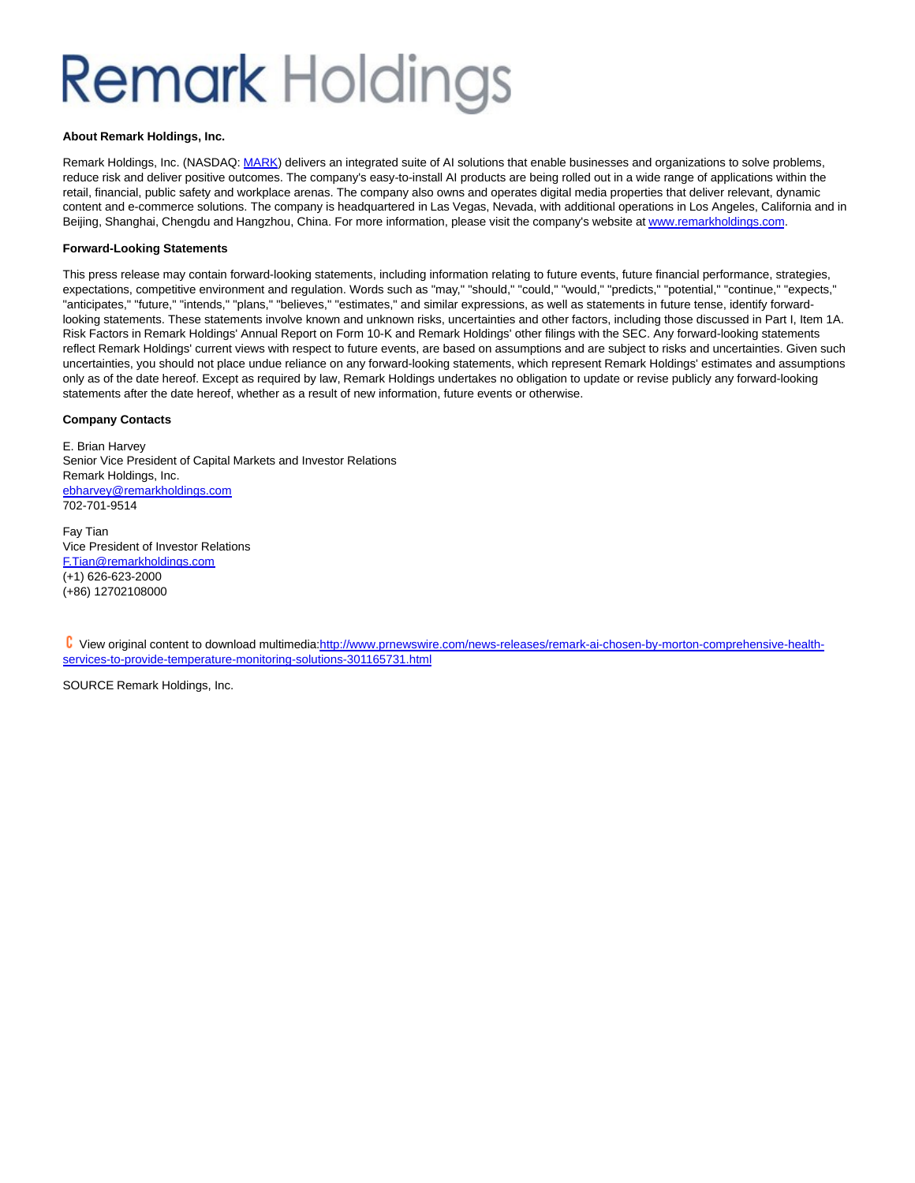# Remark Holdings

**About Remark Holdings, Inc.**

Remark Holdings, Inc. (NASDAQ: MARK) delivers an integrated suite of AI solutions that enable businesses and organizations to solve problems, reduce risk and deliver positive outcomes. The company's easy-to-install AI products are being rolled out in a wide range of applications within the retail, financial, public safety and workplace arenas. The company also owns and operates digital media properties that deliver relevant, dynamic content and e-commerce solutions. The company is headquartered in Las Vegas, Nevada, with additional operations in Los Angeles, California and in Beijing, Shanghai, Chengdu and Hangzhou, China. For more information, please visit the company's website at www.remarkholdings.com.

**Forward-Looking Statements**

This press release may contain forward-looking statements, including information relating to future events, future financial performance, strategies, expectations, competitive environment and regulation. Words such as "may," "should," "could," "would," "predicts," "potential," "continue," "expects," "anticipates," "future," "intends," "plans," "believes," "estimates," and similar expressions, as well as statements in future tense, identify forward-looking statements. These statements involve known and unknown risks, uncertainties and other factors, including those discussed in Part I, Item 1A. Risk Factors in Remark Holdings' Annual Report on Form 10-K and Remark Holdings' other filings with the SEC. Any forward-looking statements reflect Remark Holdings' current views with respect to future events, are based on assumptions and are subject to risks and uncertainties. Given such uncertainties, you should not place undue reliance on any forward-looking statements, which represent Remark Holdings' estimates and assumptions only as of the date hereof. Except as required by law, Remark Holdings undertakes no obligation to update or revise publicly any forward-looking statements after the date hereof, whether as a result of new information, future events or otherwise.

**Company Contacts**

E. Brian Harvey
Senior Vice President of Capital Markets and Investor Relations
Remark Holdings, Inc.
ebharvey@remarkholdings.com
702-701-9514

Fay Tian
Vice President of Investor Relations
F.Tian@remarkholdings.com
(+1) 626-623-2000
(+86) 12702108000

View original content to download multimedia:http://www.prnewswire.com/news-releases/remark-ai-chosen-by-morton-comprehensive-health-services-to-provide-temperature-monitoring-solutions-301165731.html

SOURCE Remark Holdings, Inc.